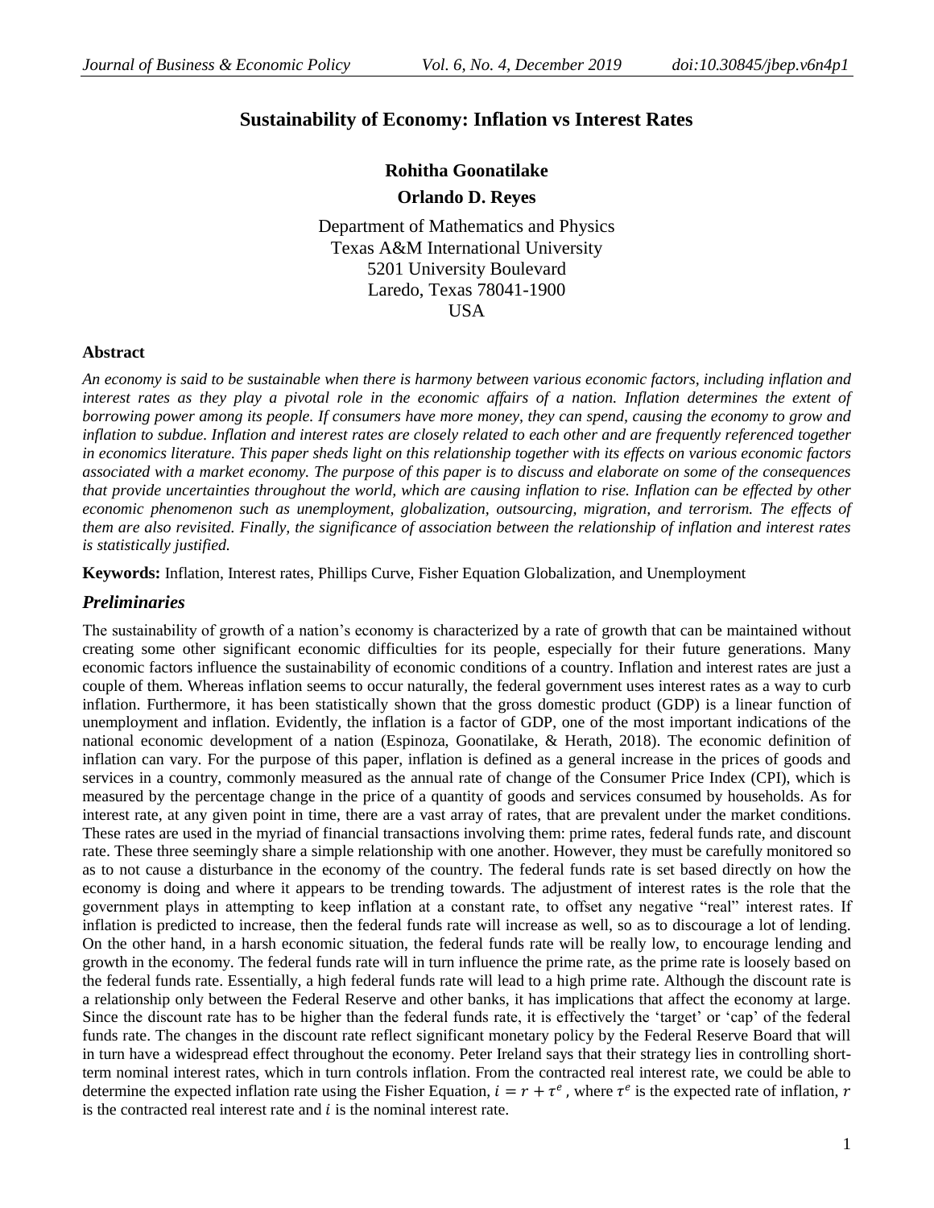# Sustainability of Economy: Inflation vs Interest Rates

**Rohitha Goonatilake**

**Orlando D. Reyes**

Department of Mathematics and Physics
Texas A&M International University
5201 University Boulevard
Laredo, Texas 78041-1900
USA

## Abstract

*An economy is said to be sustainable when there is harmony between various economic factors, including inflation and interest rates as they play a pivotal role in the economic affairs of a nation. Inflation determines the extent of borrowing power among its people. If consumers have more money, they can spend, causing the economy to grow and inflation to subdue. Inflation and interest rates are closely related to each other and are frequently referenced together in economics literature. This paper sheds light on this relationship together with its effects on various economic factors associated with a market economy. The purpose of this paper is to discuss and elaborate on some of the consequences that provide uncertainties throughout the world, which are causing inflation to rise. Inflation can be effected by other economic phenomenon such as unemployment, globalization, outsourcing, migration, and terrorism. The effects of them are also revisited. Finally, the significance of association between the relationship of inflation and interest rates is statistically justified.*

**Keywords:** Inflation, Interest rates, Phillips Curve, Fisher Equation Globalization, and Unemployment

## *Preliminaries*

The sustainability of growth of a nation's economy is characterized by a rate of growth that can be maintained without creating some other significant economic difficulties for its people, especially for their future generations. Many economic factors influence the sustainability of economic conditions of a country. Inflation and interest rates are just a couple of them. Whereas inflation seems to occur naturally, the federal government uses interest rates as a way to curb inflation. Furthermore, it has been statistically shown that the gross domestic product (GDP) is a linear function of unemployment and inflation. Evidently, the inflation is a factor of GDP, one of the most important indications of the national economic development of a nation (Espinoza, Goonatilake, & Herath, 2018). The economic definition of inflation can vary. For the purpose of this paper, inflation is defined as a general increase in the prices of goods and services in a country, commonly measured as the annual rate of change of the Consumer Price Index (CPI), which is measured by the percentage change in the price of a quantity of goods and services consumed by households. As for interest rate, at any given point in time, there are a vast array of rates, that are prevalent under the market conditions. These rates are used in the myriad of financial transactions involving them: prime rates, federal funds rate, and discount rate. These three seemingly share a simple relationship with one another. However, they must be carefully monitored so as to not cause a disturbance in the economy of the country. The federal funds rate is set based directly on how the economy is doing and where it appears to be trending towards. The adjustment of interest rates is the role that the government plays in attempting to keep inflation at a constant rate, to offset any negative "real" interest rates. If inflation is predicted to increase, then the federal funds rate will increase as well, so as to discourage a lot of lending. On the other hand, in a harsh economic situation, the federal funds rate will be really low, to encourage lending and growth in the economy. The federal funds rate will in turn influence the prime rate, as the prime rate is loosely based on the federal funds rate. Essentially, a high federal funds rate will lead to a high prime rate. Although the discount rate is a relationship only between the Federal Reserve and other banks, it has implications that affect the economy at large. Since the discount rate has to be higher than the federal funds rate, it is effectively the 'target' or 'cap' of the federal funds rate. The changes in the discount rate reflect significant monetary policy by the Federal Reserve Board that will in turn have a widespread effect throughout the economy. Peter Ireland says that their strategy lies in controlling short-term nominal interest rates, which in turn controls inflation. From the contracted real interest rate, we could be able to determine the expected inflation rate using the Fisher Equation, $i = r + \tau^e$ , where $\tau^e$ is the expected rate of inflation, $r$ is the contracted real interest rate and $i$ is the nominal interest rate.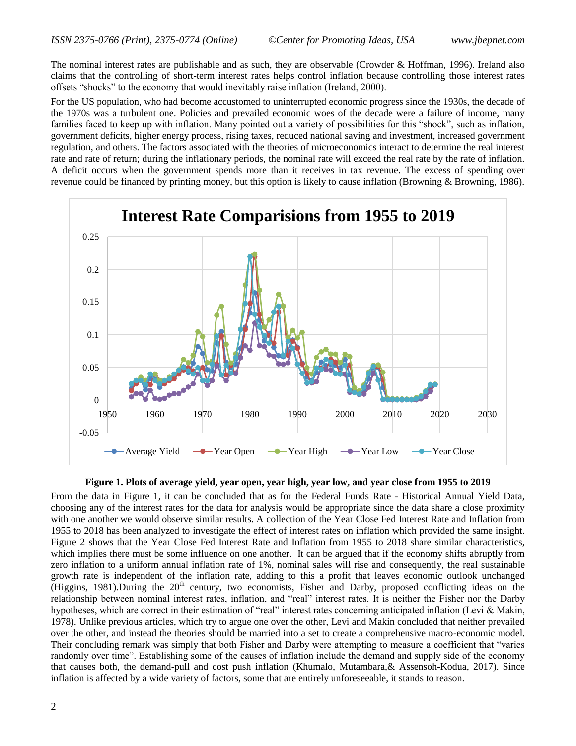The nominal interest rates are publishable and as such, they are observable (Crowder & Hoffman, 1996). Ireland also claims that the controlling of short-term interest rates helps control inflation because controlling those interest rates offsets "shocks" to the economy that would inevitably raise inflation (Ireland, 2000).

For the US population, who had become accustomed to uninterrupted economic progress since the 1930s, the decade of the 1970s was a turbulent one. Policies and prevailed economic woes of the decade were a failure of income, many families faced to keep up with inflation. Many pointed out a variety of possibilities for this "shock", such as inflation, government deficits, higher energy process, rising taxes, reduced national saving and investment, increased government regulation, and others. The factors associated with the theories of microeconomics interact to determine the real interest rate and rate of return; during the inflationary periods, the nominal rate will exceed the real rate by the rate of inflation. A deficit occurs when the government spends more than it receives in tax revenue. The excess of spending over revenue could be financed by printing money, but this option is likely to cause inflation (Browning & Browning, 1986).

**Figure 1. Plots of average yield, year open, year high, year low, and year close from 1955 to 2019**

From the data in Figure 1, it can be concluded that as for the Federal Funds Rate - Historical Annual Yield Data, choosing any of the interest rates for the data for analysis would be appropriate since the data share a close proximity with one another we would observe similar results. A collection of the Year Close Fed Interest Rate and Inflation from 1955 to 2018 has been analyzed to investigate the effect of interest rates on inflation which provided the same insight. Figure 2 shows that the Year Close Fed Interest Rate and Inflation from 1955 to 2018 share similar characteristics, which implies there must be some influence on one another. It can be argued that if the economy shifts abruptly from zero inflation to a uniform annual inflation rate of 1%, nominal sales will rise and consequently, the real sustainable growth rate is independent of the inflation rate, adding to this a profit that leaves economic outlook unchanged (Higgins, 1981).During the 20th century, two economists, Fisher and Darby, proposed conflicting ideas on the relationship between nominal interest rates, inflation, and "real" interest rates. It is neither the Fisher nor the Darby hypotheses, which are correct in their estimation of "real" interest rates concerning anticipated inflation (Levi & Makin, 1978). Unlike previous articles, which try to argue one over the other, Levi and Makin concluded that neither prevailed over the other, and instead the theories should be married into a set to create a comprehensive macro-economic model. Their concluding remark was simply that both Fisher and Darby were attempting to measure a coefficient that "varies randomly over time". Establishing some of the causes of inflation include the demand and supply side of the economy that causes both, the demand-pull and cost push inflation (Khumalo, Mutambara,& Assensoh-Kodua, 2017). Since inflation is affected by a wide variety of factors, some that are entirely unforeseeable, it stands to reason.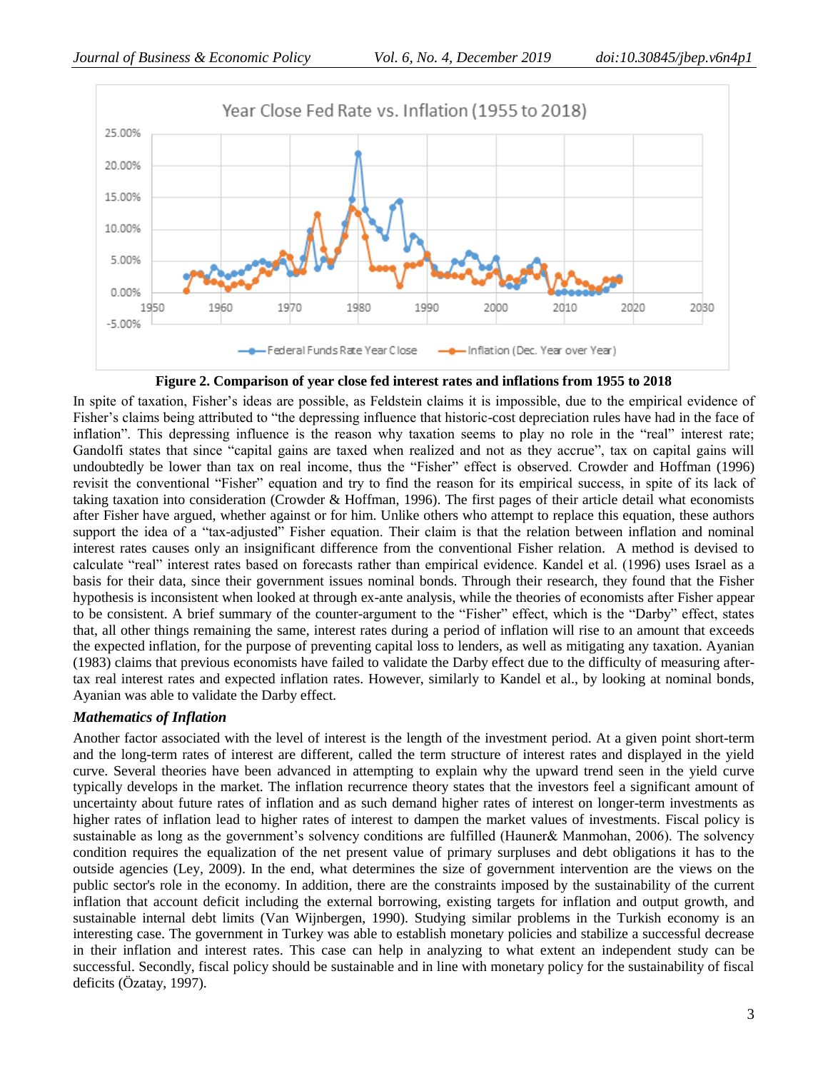Figure 2. Comparison of year close fed interest rates and inflations from 1955 to 2018

In spite of taxation, Fisher's ideas are possible, as Feldstein claims it is impossible, due to the empirical evidence of Fisher's claims being attributed to "the depressing influence that historic-cost depreciation rules have had in the face of inflation". This depressing influence is the reason why taxation seems to play no role in the "real" interest rate; Gandolfi states that since "capital gains are taxed when realized and not as they accrue", tax on capital gains will undoubtedly be lower than tax on real income, thus the "Fisher" effect is observed. Crowder and Hoffman (1996) revisit the conventional "Fisher" equation and try to find the reason for its empirical success, in spite of its lack of taking taxation into consideration (Crowder & Hoffman, 1996). The first pages of their article detail what economists after Fisher have argued, whether against or for him. Unlike others who attempt to replace this equation, these authors support the idea of a "tax-adjusted" Fisher equation. Their claim is that the relation between inflation and nominal interest rates causes only an insignificant difference from the conventional Fisher relation. A method is devised to calculate "real" interest rates based on forecasts rather than empirical evidence. Kandel et al. (1996) uses Israel as a basis for their data, since their government issues nominal bonds. Through their research, they found that the Fisher hypothesis is inconsistent when looked at through ex-ante analysis, while the theories of economists after Fisher appear to be consistent. A brief summary of the counter-argument to the "Fisher" effect, which is the "Darby" effect, states that, all other things remaining the same, interest rates during a period of inflation will rise to an amount that exceeds the expected inflation, for the purpose of preventing capital loss to lenders, as well as mitigating any taxation. Ayanian (1983) claims that previous economists have failed to validate the Darby effect due to the difficulty of measuring after-tax real interest rates and expected inflation rates. However, similarly to Kandel et al., by looking at nominal bonds, Ayanian was able to validate the Darby effect.

### *Mathematics of Inflation*

Another factor associated with the level of interest is the length of the investment period. At a given point short-term and the long-term rates of interest are different, called the term structure of interest rates and displayed in the yield curve. Several theories have been advanced in attempting to explain why the upward trend seen in the yield curve typically develops in the market. The inflation recurrence theory states that the investors feel a significant amount of uncertainty about future rates of inflation and as such demand higher rates of interest on longer-term investments as higher rates of inflation lead to higher rates of interest to dampen the market values of investments. Fiscal policy is sustainable as long as the government's solvency conditions are fulfilled (Hauner& Manmohan, 2006). The solvency condition requires the equalization of the net present value of primary surpluses and debt obligations it has to the outside agencies (Ley, 2009). In the end, what determines the size of government intervention are the views on the public sector's role in the economy. In addition, there are the constraints imposed by the sustainability of the current inflation that account deficit including the external borrowing, existing targets for inflation and output growth, and sustainable internal debt limits (Van Wijnbergen, 1990). Studying similar problems in the Turkish economy is an interesting case. The government in Turkey was able to establish monetary policies and stabilize a successful decrease in their inflation and interest rates. This case can help in analyzing to what extent an independent study can be successful. Secondly, fiscal policy should be sustainable and in line with monetary policy for the sustainability of fiscal deficits (Özatay, 1997).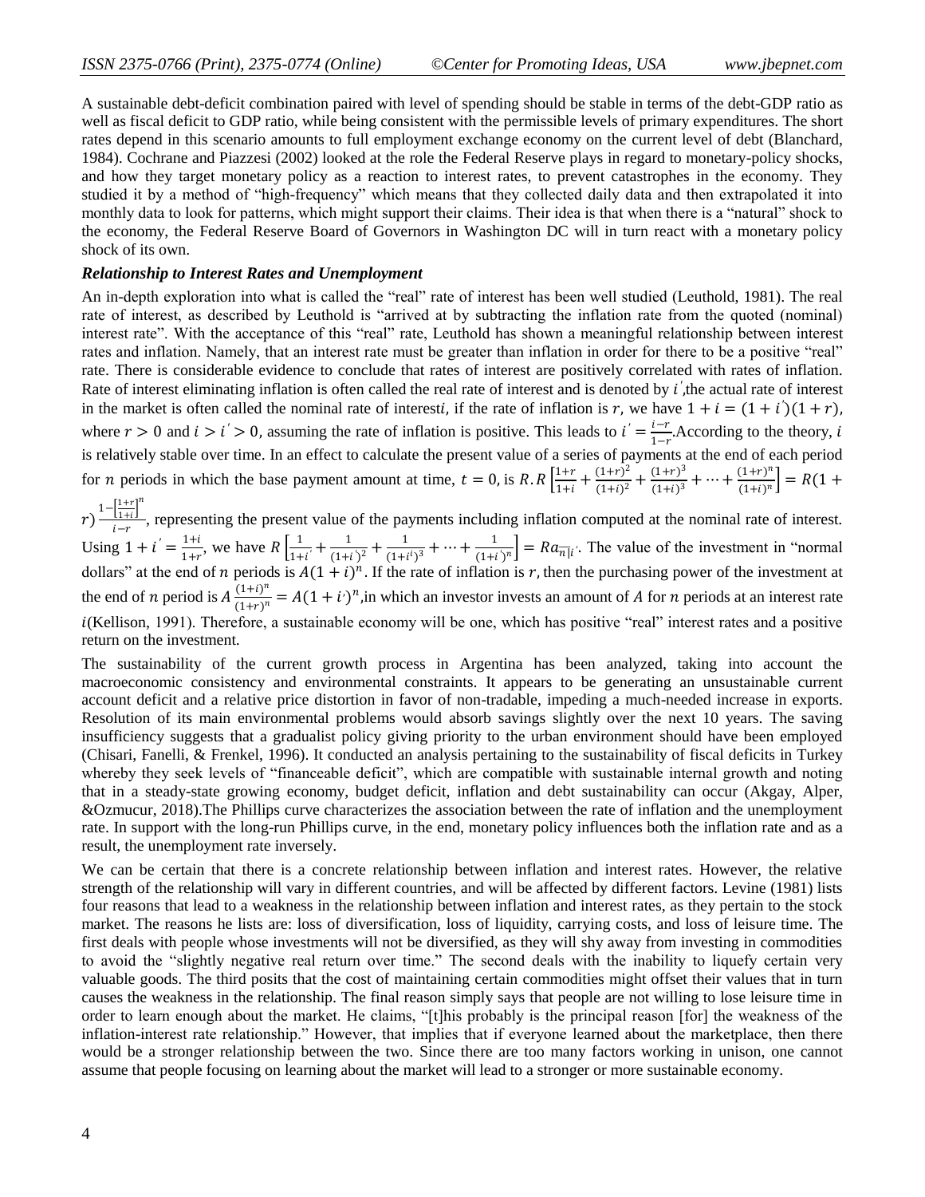A sustainable debt-deficit combination paired with level of spending should be stable in terms of the debt-GDP ratio as well as fiscal deficit to GDP ratio, while being consistent with the permissible levels of primary expenditures. The short rates depend in this scenario amounts to full employment exchange economy on the current level of debt (Blanchard, 1984). Cochrane and Piazzesi (2002) looked at the role the Federal Reserve plays in regard to monetary-policy shocks, and how they target monetary policy as a reaction to interest rates, to prevent catastrophes in the economy. They studied it by a method of "high-frequency" which means that they collected daily data and then extrapolated it into monthly data to look for patterns, which might support their claims. Their idea is that when there is a "natural" shock to the economy, the Federal Reserve Board of Governors in Washington DC will in turn react with a monetary policy shock of its own.

***Relationship to Interest Rates and Unemployment***

An in-depth exploration into what is called the "real" rate of interest has been well studied (Leuthold, 1981). The real rate of interest, as described by Leuthold is "arrived at by subtracting the inflation rate from the quoted (nominal) interest rate". With the acceptance of this "real" rate, Leuthold has shown a meaningful relationship between interest rates and inflation. Namely, that an interest rate must be greater than inflation in order for there to be a positive "real" rate. There is considerable evidence to conclude that rates of interest are positively correlated with rates of inflation. Rate of interest eliminating inflation is often called the real rate of interest and is denoted by $i^{'}$,the actual rate of interest in the market is often called the nominal rate of interest$i$, if the rate of inflation is $r$, we have $1+i=(1+i^{'})(1+r)$, where $r>0$ and $i>i^{'}>0$, assuming the rate of inflation is positive. This leads to $i^{'}=\frac{i-r}{1-r}$.According to the theory, $i$ is relatively stable over time. In an effect to calculate the present value of a series of payments at the end of each period for $n$ periods in which the base payment amount at time, $t=0$, is $R.R\left[\frac{1+r}{1+i}+\frac{(1+r)^2}{(1+i)^2}+\frac{(1+r)^3}{(1+i)^3}+\cdots+\frac{(1+r)^n}{(1+i)^n}\right]=R(1+r)\frac{1-\left[\frac{1+r}{1+i}\right]^n}{i-r}$, representing the present value of the payments including inflation computed at the nominal rate of interest. Using $1+i^{'}=\frac{1+i}{1+r}$, we have $R\left[\frac{1}{1+i^{'}}+\frac{1}{(1+i^{'})^2}+\frac{1}{(1+i^{'})^3}+\cdots+\frac{1}{(1+i^{'})^n}\right]=Ra_{\overline{n}|i^{'}}$. The value of the investment in "normal dollars" at the end of $n$ periods is $A(1+i)^n$. If the rate of inflation is $r$, then the purchasing power of the investment at the end of $n$ period is $A\frac{(1+i)^n}{(1+r)^n}=A(1+i^{'})^n$,in which an investor invests an amount of $A$ for $n$ periods at an interest rate $i$(Kellison, 1991). Therefore, a sustainable economy will be one, which has positive "real" interest rates and a positive return on the investment.

The sustainability of the current growth process in Argentina has been analyzed, taking into account the macroeconomic consistency and environmental constraints. It appears to be generating an unsustainable current account deficit and a relative price distortion in favor of non-tradable, impeding a much-needed increase in exports. Resolution of its main environmental problems would absorb savings slightly over the next 10 years. The saving insufficiency suggests that a gradualist policy giving priority to the urban environment should have been employed (Chisari, Fanelli, & Frenkel, 1996). It conducted an analysis pertaining to the sustainability of fiscal deficits in Turkey whereby they seek levels of "financeable deficit", which are compatible with sustainable internal growth and noting that in a steady-state growing economy, budget deficit, inflation and debt sustainability can occur (Akgay, Alper, &Ozmucur, 2018).The Phillips curve characterizes the association between the rate of inflation and the unemployment rate. In support with the long-run Phillips curve, in the end, monetary policy influences both the inflation rate and as a result, the unemployment rate inversely.

We can be certain that there is a concrete relationship between inflation and interest rates. However, the relative strength of the relationship will vary in different countries, and will be affected by different factors. Levine (1981) lists four reasons that lead to a weakness in the relationship between inflation and interest rates, as they pertain to the stock market. The reasons he lists are: loss of diversification, loss of liquidity, carrying costs, and loss of leisure time. The first deals with people whose investments will not be diversified, as they will shy away from investing in commodities to avoid the "slightly negative real return over time." The second deals with the inability to liquefy certain very valuable goods. The third posits that the cost of maintaining certain commodities might offset their values that in turn causes the weakness in the relationship. The final reason simply says that people are not willing to lose leisure time in order to learn enough about the market. He claims, "[t]his probably is the principal reason [for] the weakness of the inflation-interest rate relationship." However, that implies that if everyone learned about the marketplace, then there would be a stronger relationship between the two. Since there are too many factors working in unison, one cannot assume that people focusing on learning about the market will lead to a stronger or more sustainable economy.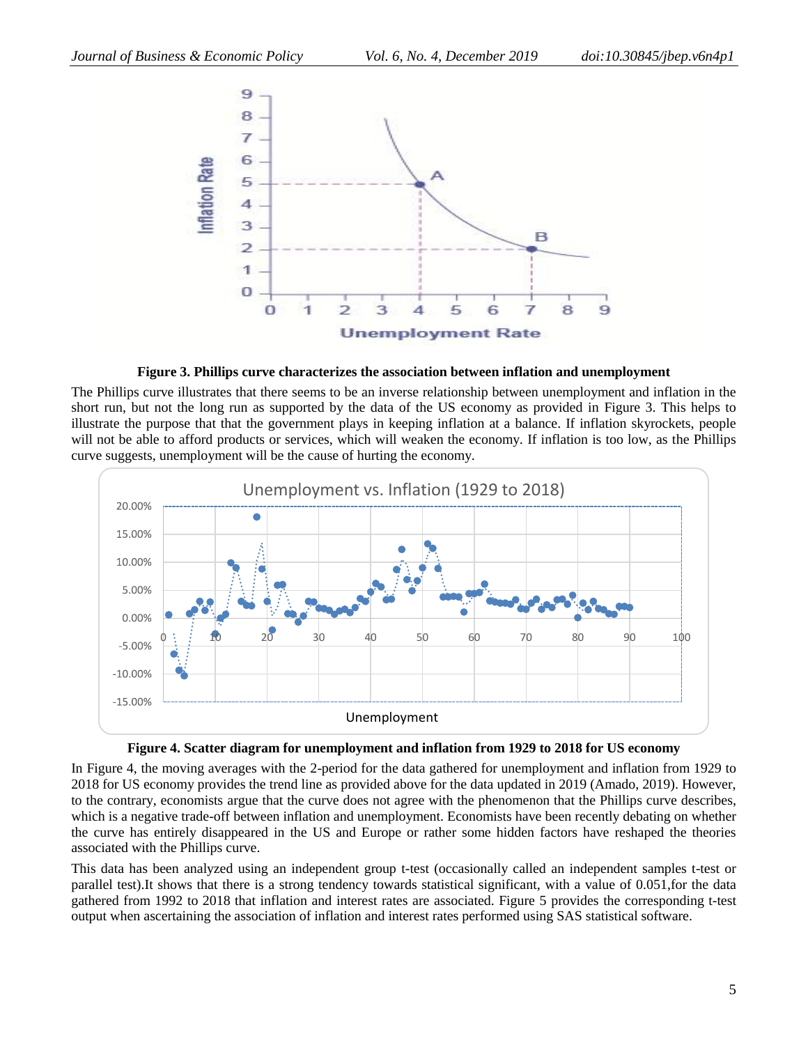**Figure 3. Phillips curve characterizes the association between inflation and unemployment**

The Phillips curve illustrates that there seems to be an inverse relationship between unemployment and inflation in the short run, but not the long run as supported by the data of the US economy as provided in Figure 3. This helps to illustrate the purpose that that the government plays in keeping inflation at a balance. If inflation skyrockets, people will not be able to afford products or services, which will weaken the economy. If inflation is too low, as the Phillips curve suggests, unemployment will be the cause of hurting the economy.

**Figure 4. Scatter diagram for unemployment and inflation from 1929 to 2018 for US economy**

In Figure 4, the moving averages with the 2-period for the data gathered for unemployment and inflation from 1929 to 2018 for US economy provides the trend line as provided above for the data updated in 2019 (Amado, 2019). However, to the contrary, economists argue that the curve does not agree with the phenomenon that the Phillips curve describes, which is a negative trade-off between inflation and unemployment. Economists have been recently debating on whether the curve has entirely disappeared in the US and Europe or rather some hidden factors have reshaped the theories associated with the Phillips curve.

This data has been analyzed using an independent group t-test (occasionally called an independent samples t-test or parallel test).It shows that there is a strong tendency towards statistical significant, with a value of 0.051,for the data gathered from 1992 to 2018 that inflation and interest rates are associated. Figure 5 provides the corresponding t-test output when ascertaining the association of inflation and interest rates performed using SAS statistical software.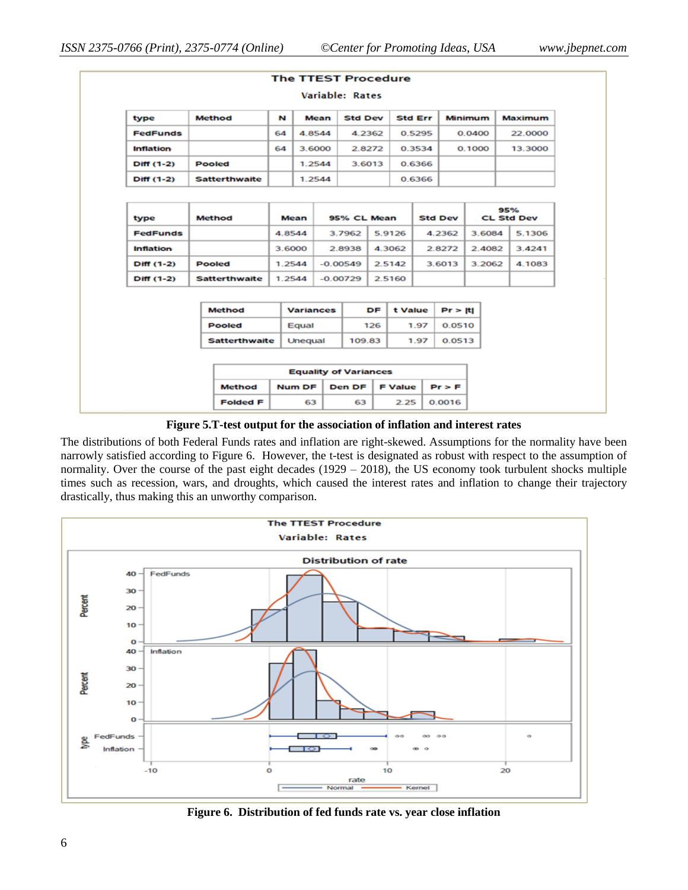**The TTEST Procedure**

**Variable: Rates**

| type | Method | N | Mean | Std Dev | Std Err | Minimum | Maximum |
|---|---|---|---|---|---|---|---|
| FedFunds | | 64 | 4.8544 | 4.2362 | 0.5295 | 0.0400 | 22.0000 |
| Inflation | | 64 | 3.6000 | 2.8272 | 0.3534 | 0.1000 | 13.3000 |
| Diff (1-2) | Pooled | | 1.2544 | 3.6013 | 0.6366 | | |
| Diff (1-2) | Satterthwaite | | 1.2544 | | 0.6366 | | |

| type | Method | Mean | 95% CL Mean | | Std Dev | 95% CL Std Dev | |
|---|---|---|---|---|---|---|---|
| FedFunds | | 4.8544 | 3.7962 | 5.9126 | 4.2362 | 3.6084 | 5.1306 |
| Inflation | | 3.6000 | 2.8938 | 4.3062 | 2.8272 | 2.4082 | 3.4241 |
| Diff (1-2) | Pooled | 1.2544 | -0.00549 | 2.5142 | 3.6013 | 3.2062 | 4.1083 |
| Diff (1-2) | Satterthwaite | 1.2544 | -0.00729 | 2.5160 | | | |

| Method | Variances | DF | t Value | Pr > \|t\| |
|---|---|---|---|---|
| Pooled | Equal | 126 | 1.97 | 0.0510 |
| Satterthwaite | Unequal | 109.83 | 1.97 | 0.0513 |

| Equality of Variances | | | | |
|---|---|---|---|---|
| Method | Num DF | Den DF | F Value | Pr > F |
| Folded F | 63 | 63 | 2.25 | 0.0016 |

**Figure 5.T-test output for the association of inflation and interest rates**

The distributions of both Federal Funds rates and inflation are right-skewed. Assumptions for the normality have been narrowly satisfied according to Figure 6. However, the t-test is designated as robust with respect to the assumption of normality. Over the course of the past eight decades (1929 – 2018), the US economy took turbulent shocks multiple times such as recession, wars, and droughts, which caused the interest rates and inflation to change their trajectory drastically, thus making this an unworthy comparison.

**Figure 6. Distribution of fed funds rate vs. year close inflation**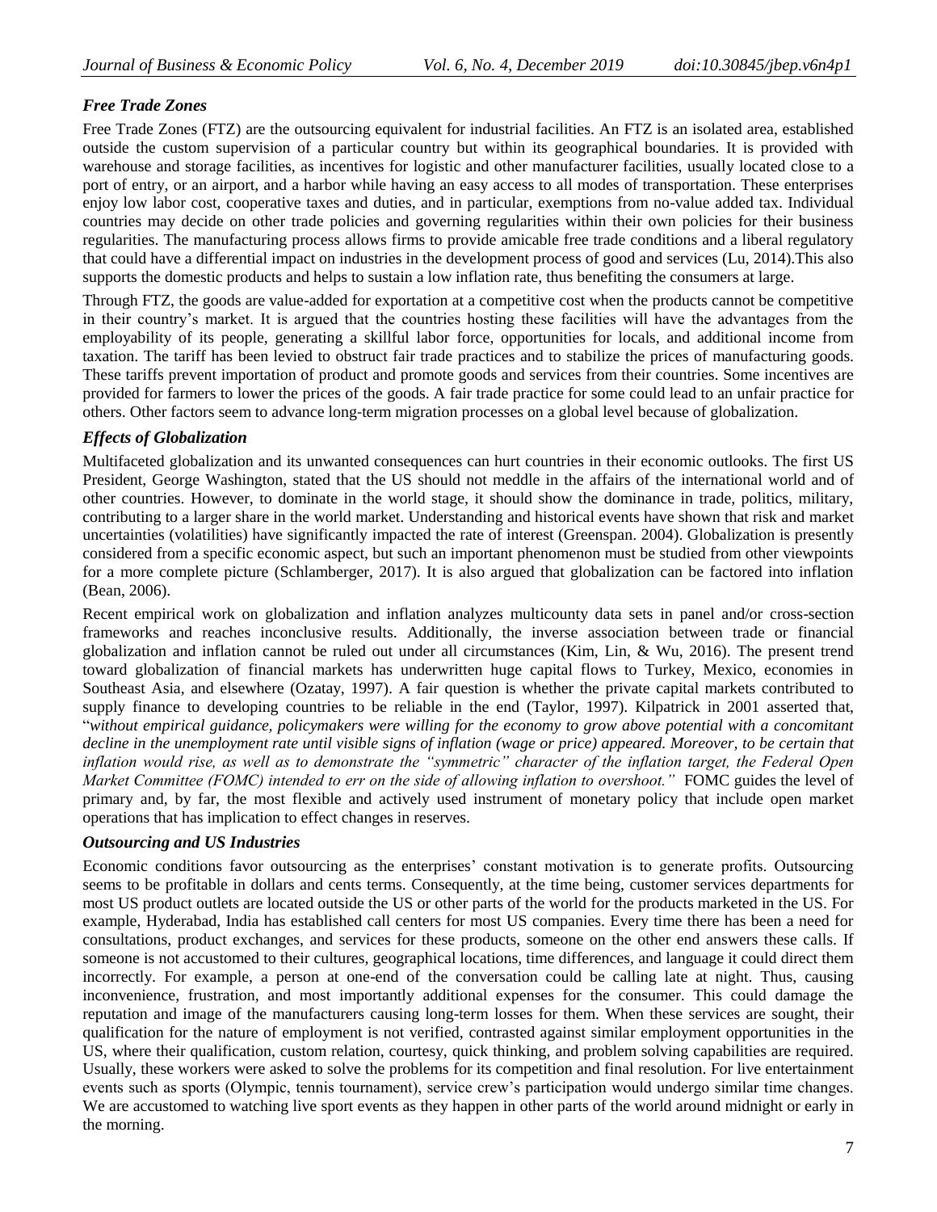### *Free Trade Zones*

Free Trade Zones (FTZ) are the outsourcing equivalent for industrial facilities. An FTZ is an isolated area, established outside the custom supervision of a particular country but within its geographical boundaries. It is provided with warehouse and storage facilities, as incentives for logistic and other manufacturer facilities, usually located close to a port of entry, or an airport, and a harbor while having an easy access to all modes of transportation. These enterprises enjoy low labor cost, cooperative taxes and duties, and in particular, exemptions from no-value added tax. Individual countries may decide on other trade policies and governing regularities within their own policies for their business regularities. The manufacturing process allows firms to provide amicable free trade conditions and a liberal regulatory that could have a differential impact on industries in the development process of good and services (Lu, 2014).This also supports the domestic products and helps to sustain a low inflation rate, thus benefiting the consumers at large.

Through FTZ, the goods are value-added for exportation at a competitive cost when the products cannot be competitive in their country's market. It is argued that the countries hosting these facilities will have the advantages from the employability of its people, generating a skillful labor force, opportunities for locals, and additional income from taxation. The tariff has been levied to obstruct fair trade practices and to stabilize the prices of manufacturing goods. These tariffs prevent importation of product and promote goods and services from their countries. Some incentives are provided for farmers to lower the prices of the goods. A fair trade practice for some could lead to an unfair practice for others. Other factors seem to advance long-term migration processes on a global level because of globalization.

### *Effects of Globalization*

Multifaceted globalization and its unwanted consequences can hurt countries in their economic outlooks. The first US President, George Washington, stated that the US should not meddle in the affairs of the international world and of other countries. However, to dominate in the world stage, it should show the dominance in trade, politics, military, contributing to a larger share in the world market. Understanding and historical events have shown that risk and market uncertainties (volatilities) have significantly impacted the rate of interest (Greenspan. 2004). Globalization is presently considered from a specific economic aspect, but such an important phenomenon must be studied from other viewpoints for a more complete picture (Schlamberger, 2017). It is also argued that globalization can be factored into inflation (Bean, 2006).

Recent empirical work on globalization and inflation analyzes multicounty data sets in panel and/or cross-section frameworks and reaches inconclusive results. Additionally, the inverse association between trade or financial globalization and inflation cannot be ruled out under all circumstances (Kim, Lin, & Wu, 2016). The present trend toward globalization of financial markets has underwritten huge capital flows to Turkey, Mexico, economies in Southeast Asia, and elsewhere (Ozatay, 1997). A fair question is whether the private capital markets contributed to supply finance to developing countries to be reliable in the end (Taylor, 1997). Kilpatrick in 2001 asserted that, "*without empirical guidance, policymakers were willing for the economy to grow above potential with a concomitant decline in the unemployment rate until visible signs of inflation (wage or price) appeared. Moreover, to be certain that inflation would rise, as well as to demonstrate the "symmetric" character of the inflation target, the Federal Open Market Committee (FOMC) intended to err on the side of allowing inflation to overshoot."* FOMC guides the level of primary and, by far, the most flexible and actively used instrument of monetary policy that include open market operations that has implication to effect changes in reserves.

### *Outsourcing and US Industries*

Economic conditions favor outsourcing as the enterprises' constant motivation is to generate profits. Outsourcing seems to be profitable in dollars and cents terms. Consequently, at the time being, customer services departments for most US product outlets are located outside the US or other parts of the world for the products marketed in the US. For example, Hyderabad, India has established call centers for most US companies. Every time there has been a need for consultations, product exchanges, and services for these products, someone on the other end answers these calls. If someone is not accustomed to their cultures, geographical locations, time differences, and language it could direct them incorrectly. For example, a person at one-end of the conversation could be calling late at night. Thus, causing inconvenience, frustration, and most importantly additional expenses for the consumer. This could damage the reputation and image of the manufacturers causing long-term losses for them. When these services are sought, their qualification for the nature of employment is not verified, contrasted against similar employment opportunities in the US, where their qualification, custom relation, courtesy, quick thinking, and problem solving capabilities are required. Usually, these workers were asked to solve the problems for its competition and final resolution. For live entertainment events such as sports (Olympic, tennis tournament), service crew's participation would undergo similar time changes. We are accustomed to watching live sport events as they happen in other parts of the world around midnight or early in the morning.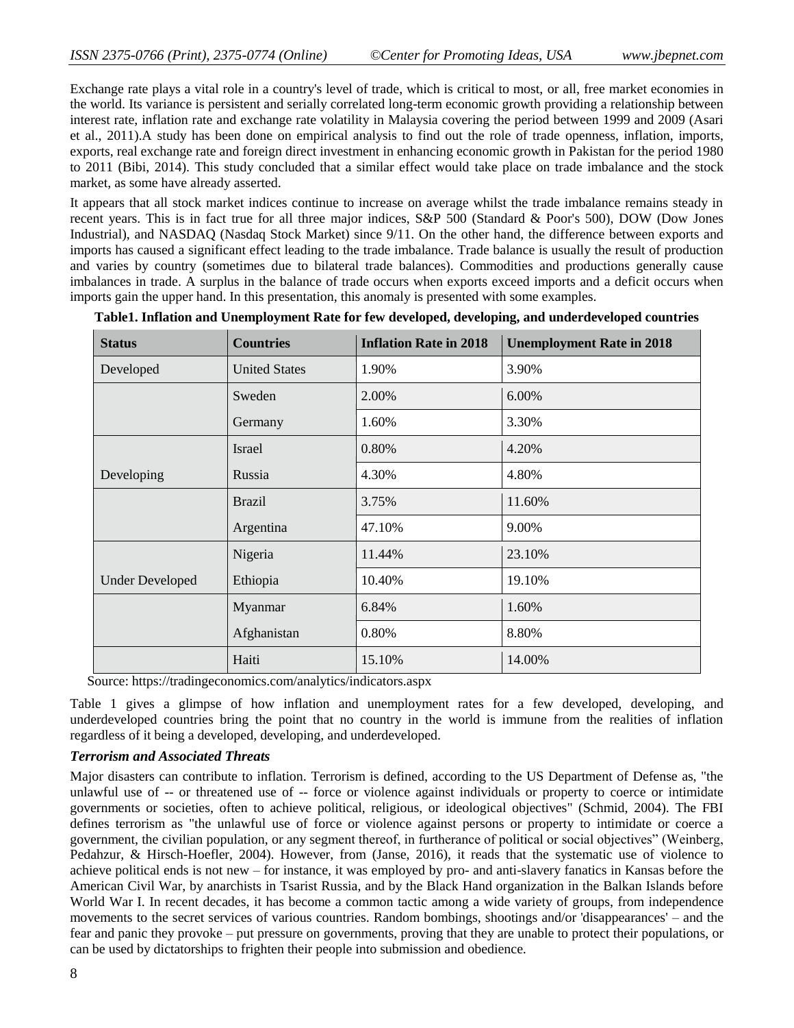Exchange rate plays a vital role in a country's level of trade, which is critical to most, or all, free market economies in the world. Its variance is persistent and serially correlated long-term economic growth providing a relationship between interest rate, inflation rate and exchange rate volatility in Malaysia covering the period between 1999 and 2009 (Asari et al., 2011).A study has been done on empirical analysis to find out the role of trade openness, inflation, imports, exports, real exchange rate and foreign direct investment in enhancing economic growth in Pakistan for the period 1980 to 2011 (Bibi, 2014). This study concluded that a similar effect would take place on trade imbalance and the stock market, as some have already asserted.

It appears that all stock market indices continue to increase on average whilst the trade imbalance remains steady in recent years. This is in fact true for all three major indices, S&P 500 (Standard & Poor's 500), DOW (Dow Jones Industrial), and NASDAQ (Nasdaq Stock Market) since 9/11. On the other hand, the difference between exports and imports has caused a significant effect leading to the trade imbalance. Trade balance is usually the result of production and varies by country (sometimes due to bilateral trade balances). Commodities and productions generally cause imbalances in trade. A surplus in the balance of trade occurs when exports exceed imports and a deficit occurs when imports gain the upper hand. In this presentation, this anomaly is presented with some examples.

**Table1. Inflation and Unemployment Rate for few developed, developing, and underdeveloped countries**

| Status | Countries | Inflation Rate in 2018 | Unemployment Rate in 2018 |
|---|---|---|---|
| Developed | United States | 1.90% | 3.90% |
| | Sweden | 2.00% | 6.00% |
| | Germany | 1.60% | 3.30% |
| | Israel | 0.80% | 4.20% |
| Developing | Russia | 4.30% | 4.80% |
| | Brazil | 3.75% | 11.60% |
| | Argentina | 47.10% | 9.00% |
| | Nigeria | 11.44% | 23.10% |
| Under Developed | Ethiopia | 10.40% | 19.10% |
| | Myanmar | 6.84% | 1.60% |
| | Afghanistan | 0.80% | 8.80% |
| | Haiti | 15.10% | 14.00% |

Source: https://tradingeconomics.com/analytics/indicators.aspx

Table 1 gives a glimpse of how inflation and unemployment rates for a few developed, developing, and underdeveloped countries bring the point that no country in the world is immune from the realities of inflation regardless of it being a developed, developing, and underdeveloped.

### *Terrorism and Associated Threats*

Major disasters can contribute to inflation. Terrorism is defined, according to the US Department of Defense as, "the unlawful use of -- or threatened use of -- force or violence against individuals or property to coerce or intimidate governments or societies, often to achieve political, religious, or ideological objectives" (Schmid, 2004). The FBI defines terrorism as "the unlawful use of force or violence against persons or property to intimidate or coerce a government, the civilian population, or any segment thereof, in furtherance of political or social objectives" (Weinberg, Pedahzur, & Hirsch-Hoefler, 2004). However, from (Janse, 2016), it reads that the systematic use of violence to achieve political ends is not new – for instance, it was employed by pro- and anti-slavery fanatics in Kansas before the American Civil War, by anarchists in Tsarist Russia, and by the Black Hand organization in the Balkan Islands before World War I. In recent decades, it has become a common tactic among a wide variety of groups, from independence movements to the secret services of various countries. Random bombings, shootings and/or 'disappearances' – and the fear and panic they provoke – put pressure on governments, proving that they are unable to protect their populations, or can be used by dictatorships to frighten their people into submission and obedience.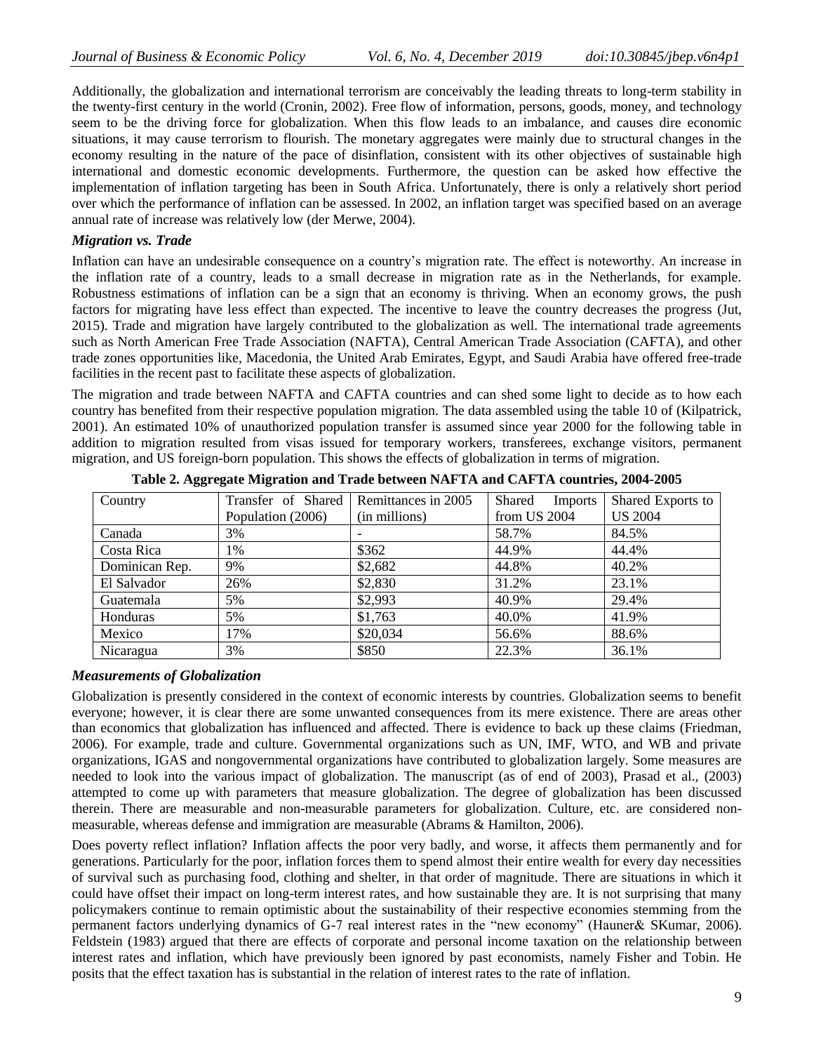Additionally, the globalization and international terrorism are conceivably the leading threats to long-term stability in the twenty-first century in the world (Cronin, 2002). Free flow of information, persons, goods, money, and technology seem to be the driving force for globalization. When this flow leads to an imbalance, and causes dire economic situations, it may cause terrorism to flourish. The monetary aggregates were mainly due to structural changes in the economy resulting in the nature of the pace of disinflation, consistent with its other objectives of sustainable high international and domestic economic developments. Furthermore, the question can be asked how effective the implementation of inflation targeting has been in South Africa. Unfortunately, there is only a relatively short period over which the performance of inflation can be assessed. In 2002, an inflation target was specified based on an average annual rate of increase was relatively low (der Merwe, 2004).

### *Migration vs. Trade*

Inflation can have an undesirable consequence on a country's migration rate. The effect is noteworthy. An increase in the inflation rate of a country, leads to a small decrease in migration rate as in the Netherlands, for example. Robustness estimations of inflation can be a sign that an economy is thriving. When an economy grows, the push factors for migrating have less effect than expected. The incentive to leave the country decreases the progress (Jut, 2015). Trade and migration have largely contributed to the globalization as well. The international trade agreements such as North American Free Trade Association (NAFTA), Central American Trade Association (CAFTA), and other trade zones opportunities like, Macedonia, the United Arab Emirates, Egypt, and Saudi Arabia have offered free-trade facilities in the recent past to facilitate these aspects of globalization.

The migration and trade between NAFTA and CAFTA countries and can shed some light to decide as to how each country has benefited from their respective population migration. The data assembled using the table 10 of (Kilpatrick, 2001). An estimated 10% of unauthorized population transfer is assumed since year 2000 for the following table in addition to migration resulted from visas issued for temporary workers, transferees, exchange visitors, permanent migration, and US foreign-born population. This shows the effects of globalization in terms of migration.

**Table 2. Aggregate Migration and Trade between NAFTA and CAFTA countries, 2004-2005**

| Country | Transfer of Shared Population (2006) | Remittances in 2005 (in millions) | Shared Imports from US 2004 | Shared Exports to US 2004 |
|---|---|---|---|---|
| Canada | 3% | - | 58.7% | 84.5% |
| Costa Rica | 1% | \$362 | 44.9% | 44.4% |
| Dominican Rep. | 9% | \$2,682 | 44.8% | 40.2% |
| El Salvador | 26% | \$2,830 | 31.2% | 23.1% |
| Guatemala | 5% | \$2,993 | 40.9% | 29.4% |
| Honduras | 5% | \$1,763 | 40.0% | 41.9% |
| Mexico | 17% | \$20,034 | 56.6% | 88.6% |
| Nicaragua | 3% | \$850 | 22.3% | 36.1% |

### *Measurements of Globalization*

Globalization is presently considered in the context of economic interests by countries. Globalization seems to benefit everyone; however, it is clear there are some unwanted consequences from its mere existence. There are areas other than economics that globalization has influenced and affected. There is evidence to back up these claims (Friedman, 2006). For example, trade and culture. Governmental organizations such as UN, IMF, WTO, and WB and private organizations, IGAS and nongovernmental organizations have contributed to globalization largely. Some measures are needed to look into the various impact of globalization. The manuscript (as of end of 2003), Prasad et al., (2003) attempted to come up with parameters that measure globalization. The degree of globalization has been discussed therein. There are measurable and non-measurable parameters for globalization. Culture, etc. are considered non-measurable, whereas defense and immigration are measurable (Abrams & Hamilton, 2006).

Does poverty reflect inflation? Inflation affects the poor very badly, and worse, it affects them permanently and for generations. Particularly for the poor, inflation forces them to spend almost their entire wealth for every day necessities of survival such as purchasing food, clothing and shelter, in that order of magnitude. There are situations in which it could have offset their impact on long-term interest rates, and how sustainable they are. It is not surprising that many policymakers continue to remain optimistic about the sustainability of their respective economies stemming from the permanent factors underlying dynamics of G-7 real interest rates in the "new economy" (Hauner& SKumar, 2006). Feldstein (1983) argued that there are effects of corporate and personal income taxation on the relationship between interest rates and inflation, which have previously been ignored by past economists, namely Fisher and Tobin. He posits that the effect taxation has is substantial in the relation of interest rates to the rate of inflation.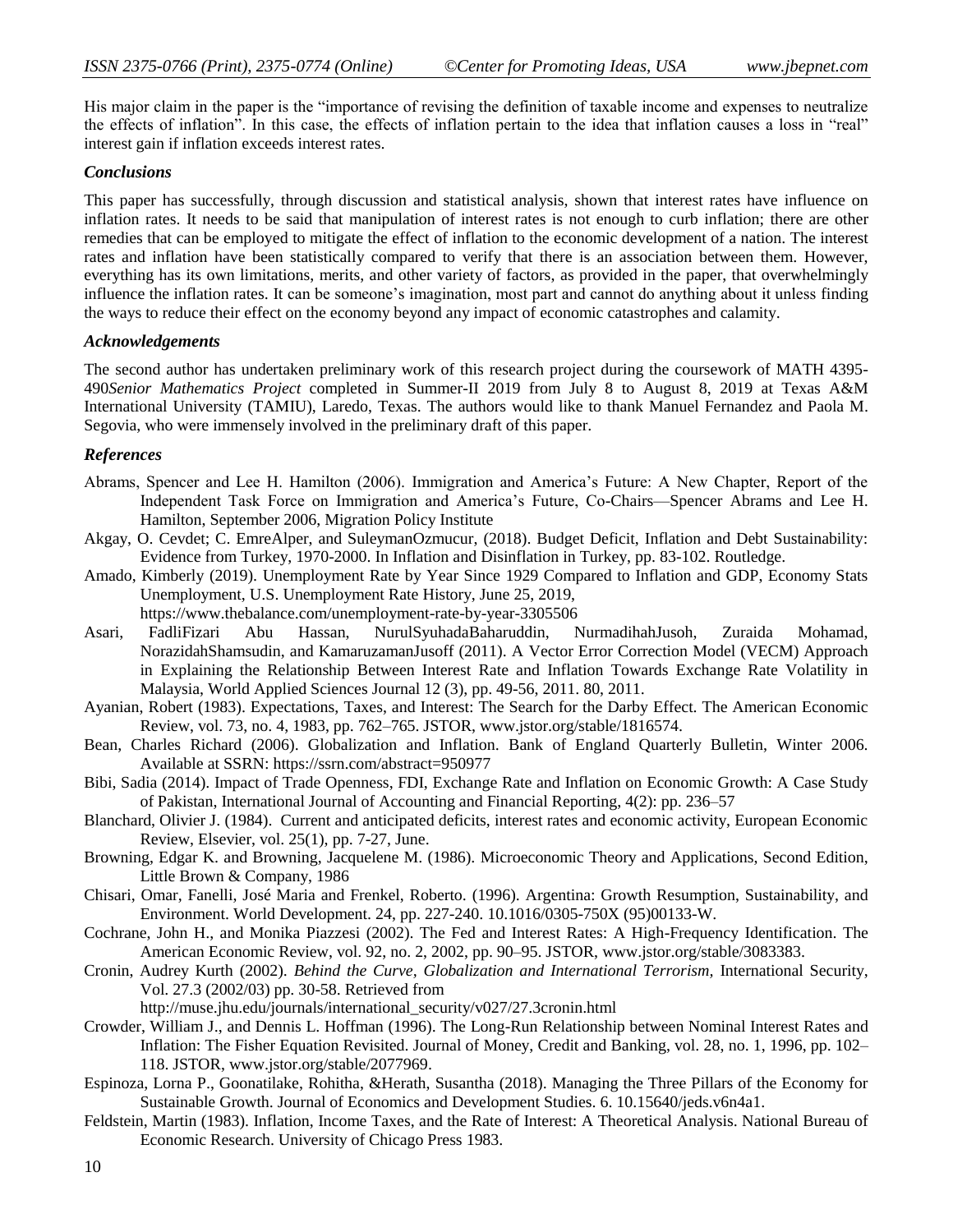His major claim in the paper is the "importance of revising the definition of taxable income and expenses to neutralize the effects of inflation". In this case, the effects of inflation pertain to the idea that inflation causes a loss in "real" interest gain if inflation exceeds interest rates.

### *Conclusions*

This paper has successfully, through discussion and statistical analysis, shown that interest rates have influence on inflation rates. It needs to be said that manipulation of interest rates is not enough to curb inflation; there are other remedies that can be employed to mitigate the effect of inflation to the economic development of a nation. The interest rates and inflation have been statistically compared to verify that there is an association between them. However, everything has its own limitations, merits, and other variety of factors, as provided in the paper, that overwhelmingly influence the inflation rates. It can be someone's imagination, most part and cannot do anything about it unless finding the ways to reduce their effect on the economy beyond any impact of economic catastrophes and calamity.

### *Acknowledgements*

The second author has undertaken preliminary work of this research project during the coursework of MATH 4395-490*Senior Mathematics Project* completed in Summer-II 2019 from July 8 to August 8, 2019 at Texas A&M International University (TAMIU), Laredo, Texas. The authors would like to thank Manuel Fernandez and Paola M. Segovia, who were immensely involved in the preliminary draft of this paper.

### *References*

Abrams, Spencer and Lee H. Hamilton (2006). Immigration and America's Future: A New Chapter, Report of the Independent Task Force on Immigration and America's Future, Co-Chairs—Spencer Abrams and Lee H. Hamilton, September 2006, Migration Policy Institute

Akgay, O. Cevdet; C. EmreAlper, and SuleymanOzmucur, (2018). Budget Deficit, Inflation and Debt Sustainability: Evidence from Turkey, 1970-2000. In Inflation and Disinflation in Turkey, pp. 83-102. Routledge.

Amado, Kimberly (2019). Unemployment Rate by Year Since 1929 Compared to Inflation and GDP, Economy Stats Unemployment, U.S. Unemployment Rate History, June 25, 2019, https://www.thebalance.com/unemployment-rate-by-year-3305506

Asari, FadliFizari Abu Hassan, NurulSyuhadaBaharuddin, NurmadihahJusoh, Zuraida Mohamad, NorazidahShamsudin, and KamaruzamanJusoff (2011). A Vector Error Correction Model (VECM) Approach in Explaining the Relationship Between Interest Rate and Inflation Towards Exchange Rate Volatility in Malaysia, World Applied Sciences Journal 12 (3), pp. 49-56, 2011. 80, 2011.

Ayanian, Robert (1983). Expectations, Taxes, and Interest: The Search for the Darby Effect. The American Economic Review, vol. 73, no. 4, 1983, pp. 762–765. JSTOR, www.jstor.org/stable/1816574.

Bean, Charles Richard (2006). Globalization and Inflation. Bank of England Quarterly Bulletin, Winter 2006. Available at SSRN: https://ssrn.com/abstract=950977

Bibi, Sadia (2014). Impact of Trade Openness, FDI, Exchange Rate and Inflation on Economic Growth: A Case Study of Pakistan, International Journal of Accounting and Financial Reporting, 4(2): pp. 236–57

Blanchard, Olivier J. (1984). Current and anticipated deficits, interest rates and economic activity, European Economic Review, Elsevier, vol. 25(1), pp. 7-27, June.

Browning, Edgar K. and Browning, Jacquelene M. (1986). Microeconomic Theory and Applications, Second Edition, Little Brown & Company, 1986

Chisari, Omar, Fanelli, José Maria and Frenkel, Roberto. (1996). Argentina: Growth Resumption, Sustainability, and Environment. World Development. 24, pp. 227-240. 10.1016/0305-750X (95)00133-W.

Cochrane, John H., and Monika Piazzesi (2002). The Fed and Interest Rates: A High-Frequency Identification. The American Economic Review, vol. 92, no. 2, 2002, pp. 90–95. JSTOR, www.jstor.org/stable/3083383.

Cronin, Audrey Kurth (2002). *Behind the Curve, Globalization and International Terrorism*, International Security, Vol. 27.3 (2002/03) pp. 30-58. Retrieved from http://muse.jhu.edu/journals/international_security/v027/27.3cronin.html

Crowder, William J., and Dennis L. Hoffman (1996). The Long-Run Relationship between Nominal Interest Rates and Inflation: The Fisher Equation Revisited. Journal of Money, Credit and Banking, vol. 28, no. 1, 1996, pp. 102–118. JSTOR, www.jstor.org/stable/2077969.

Espinoza, Lorna P., Goonatilake, Rohitha, &Herath, Susantha (2018). Managing the Three Pillars of the Economy for Sustainable Growth. Journal of Economics and Development Studies. 6. 10.15640/jeds.v6n4a1.

Feldstein, Martin (1983). Inflation, Income Taxes, and the Rate of Interest: A Theoretical Analysis. National Bureau of Economic Research. University of Chicago Press 1983.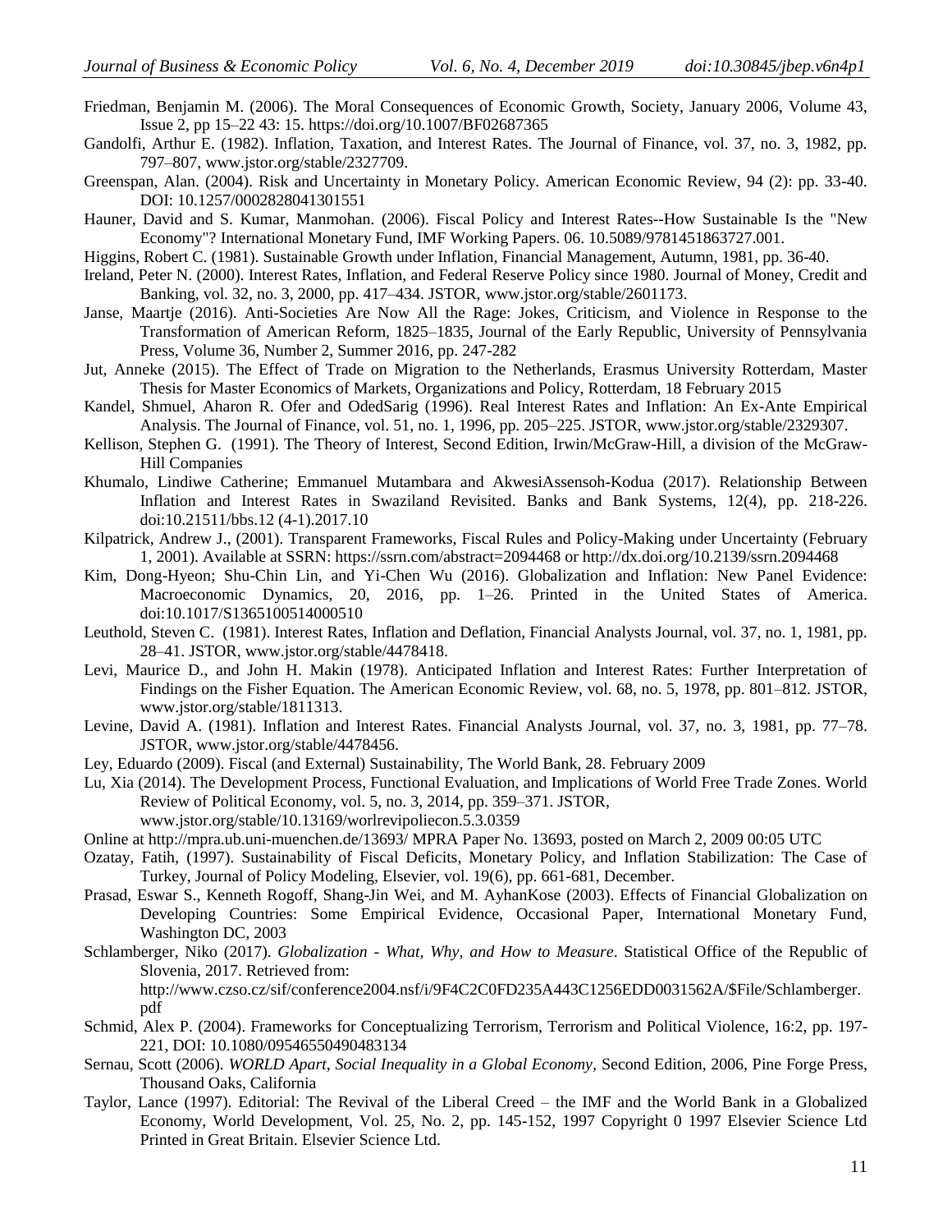Friedman, Benjamin M. (2006). The Moral Consequences of Economic Growth, Society, January 2006, Volume 43, Issue 2, pp 15–22 43: 15. https://doi.org/10.1007/BF02687365

Gandolfi, Arthur E. (1982). Inflation, Taxation, and Interest Rates. The Journal of Finance, vol. 37, no. 3, 1982, pp. 797–807, www.jstor.org/stable/2327709.

Greenspan, Alan. (2004). Risk and Uncertainty in Monetary Policy. American Economic Review, 94 (2): pp. 33-40. DOI: 10.1257/0002828041301551

Hauner, David and S. Kumar, Manmohan. (2006). Fiscal Policy and Interest Rates--How Sustainable Is the "New Economy"? International Monetary Fund, IMF Working Papers. 06. 10.5089/9781451863727.001.

Higgins, Robert C. (1981). Sustainable Growth under Inflation, Financial Management, Autumn, 1981, pp. 36-40.

Ireland, Peter N. (2000). Interest Rates, Inflation, and Federal Reserve Policy since 1980. Journal of Money, Credit and Banking, vol. 32, no. 3, 2000, pp. 417–434. JSTOR, www.jstor.org/stable/2601173.

Janse, Maartje (2016). Anti-Societies Are Now All the Rage: Jokes, Criticism, and Violence in Response to the Transformation of American Reform, 1825–1835, Journal of the Early Republic, University of Pennsylvania Press, Volume 36, Number 2, Summer 2016, pp. 247-282

Jut, Anneke (2015). The Effect of Trade on Migration to the Netherlands, Erasmus University Rotterdam, Master Thesis for Master Economics of Markets, Organizations and Policy, Rotterdam, 18 February 2015

Kandel, Shmuel, Aharon R. Ofer and OdedSarig (1996). Real Interest Rates and Inflation: An Ex-Ante Empirical Analysis. The Journal of Finance, vol. 51, no. 1, 1996, pp. 205–225. JSTOR, www.jstor.org/stable/2329307.

Kellison, Stephen G. (1991). The Theory of Interest, Second Edition, Irwin/McGraw-Hill, a division of the McGraw-Hill Companies

Khumalo, Lindiwe Catherine; Emmanuel Mutambara and AkwesiAssensoh-Kodua (2017). Relationship Between Inflation and Interest Rates in Swaziland Revisited. Banks and Bank Systems, 12(4), pp. 218-226. doi:10.21511/bbs.12 (4-1).2017.10

Kilpatrick, Andrew J., (2001). Transparent Frameworks, Fiscal Rules and Policy-Making under Uncertainty (February 1, 2001). Available at SSRN: https://ssrn.com/abstract=2094468 or http://dx.doi.org/10.2139/ssrn.2094468

Kim, Dong-Hyeon; Shu-Chin Lin, and Yi-Chen Wu (2016). Globalization and Inflation: New Panel Evidence: Macroeconomic Dynamics, 20, 2016, pp. 1–26. Printed in the United States of America. doi:10.1017/S1365100514000510

Leuthold, Steven C. (1981). Interest Rates, Inflation and Deflation, Financial Analysts Journal, vol. 37, no. 1, 1981, pp. 28–41. JSTOR, www.jstor.org/stable/4478418.

Levi, Maurice D., and John H. Makin (1978). Anticipated Inflation and Interest Rates: Further Interpretation of Findings on the Fisher Equation. The American Economic Review, vol. 68, no. 5, 1978, pp. 801–812. JSTOR, www.jstor.org/stable/1811313.

Levine, David A. (1981). Inflation and Interest Rates. Financial Analysts Journal, vol. 37, no. 3, 1981, pp. 77–78. JSTOR, www.jstor.org/stable/4478456.

Ley, Eduardo (2009). Fiscal (and External) Sustainability, The World Bank, 28. February 2009

Lu, Xia (2014). The Development Process, Functional Evaluation, and Implications of World Free Trade Zones. World Review of Political Economy, vol. 5, no. 3, 2014, pp. 359–371. JSTOR, www.jstor.org/stable/10.13169/worlrevipoliecon.5.3.0359

Online at http://mpra.ub.uni-muenchen.de/13693/ MPRA Paper No. 13693, posted on March 2, 2009 00:05 UTC

Ozatay, Fatih, (1997). Sustainability of Fiscal Deficits, Monetary Policy, and Inflation Stabilization: The Case of Turkey, Journal of Policy Modeling, Elsevier, vol. 19(6), pp. 661-681, December.

Prasad, Eswar S., Kenneth Rogoff, Shang-Jin Wei, and M. AyhanKose (2003). Effects of Financial Globalization on Developing Countries: Some Empirical Evidence, Occasional Paper, International Monetary Fund, Washington DC, 2003

Schlamberger, Niko (2017). *Globalization - What, Why, and How to Measure*. Statistical Office of the Republic of Slovenia, 2017. Retrieved from: http://www.czso.cz/sif/conference2004.nsf/i/9F4C2C0FD235A443C1256EDD0031562A/$File/Schlamberger.pdf

Schmid, Alex P. (2004). Frameworks for Conceptualizing Terrorism, Terrorism and Political Violence, 16:2, pp. 197-221, DOI: 10.1080/09546550490483134

Sernau, Scott (2006). *WORLD Apart, Social Inequality in a Global Economy*, Second Edition, 2006, Pine Forge Press, Thousand Oaks, California

Taylor, Lance (1997). Editorial: The Revival of the Liberal Creed – the IMF and the World Bank in a Globalized Economy, World Development, Vol. 25, No. 2, pp. 145-152, 1997 Copyright 0 1997 Elsevier Science Ltd Printed in Great Britain. Elsevier Science Ltd.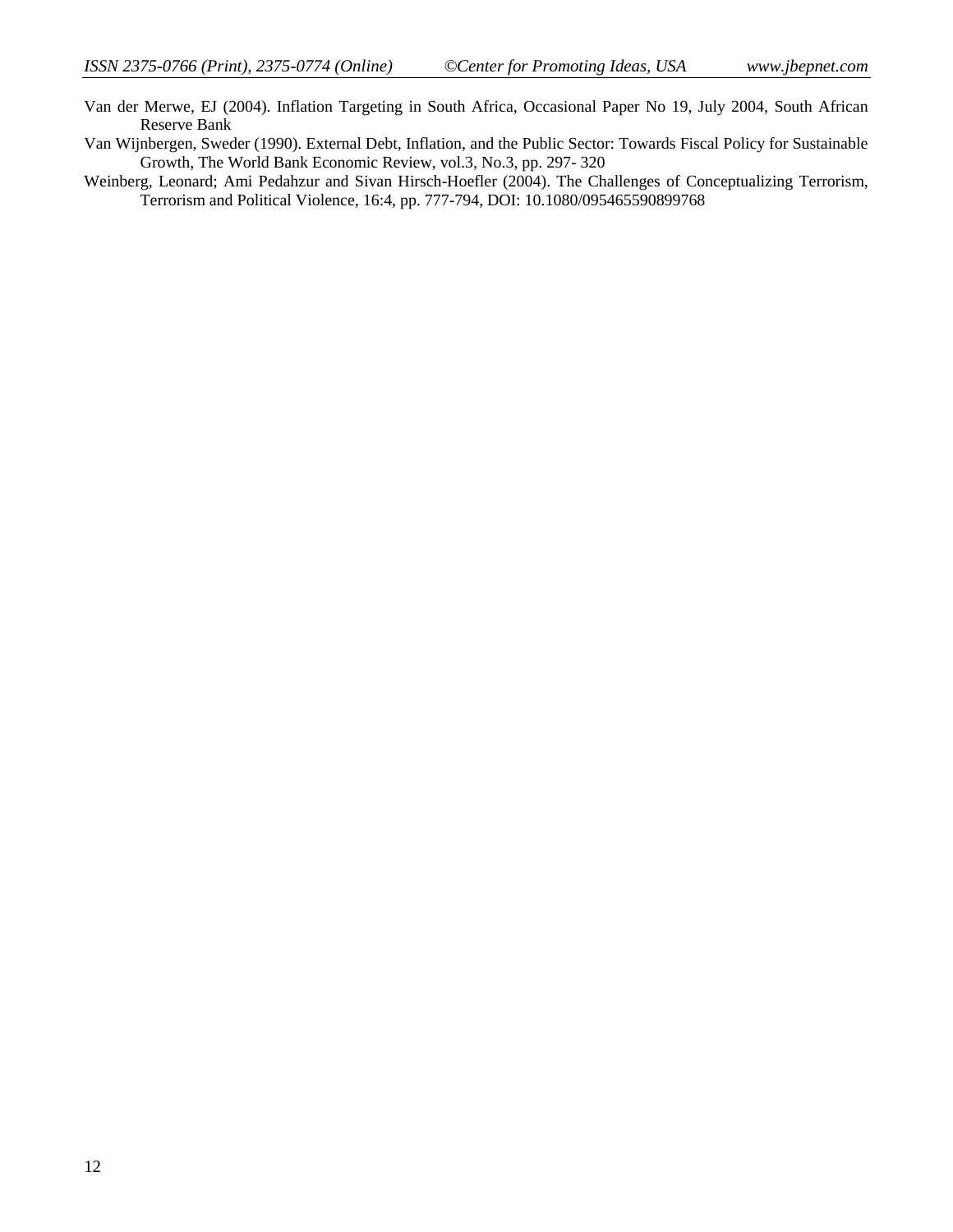Van der Merwe, EJ (2004). Inflation Targeting in South Africa, Occasional Paper No 19, July 2004, South African Reserve Bank

Van Wijnbergen, Sweder (1990). External Debt, Inflation, and the Public Sector: Towards Fiscal Policy for Sustainable Growth, The World Bank Economic Review, vol.3, No.3, pp. 297- 320

Weinberg, Leonard; Ami Pedahzur and Sivan Hirsch-Hoefler (2004). The Challenges of Conceptualizing Terrorism, Terrorism and Political Violence, 16:4, pp. 777-794, DOI: 10.1080/095465590899768